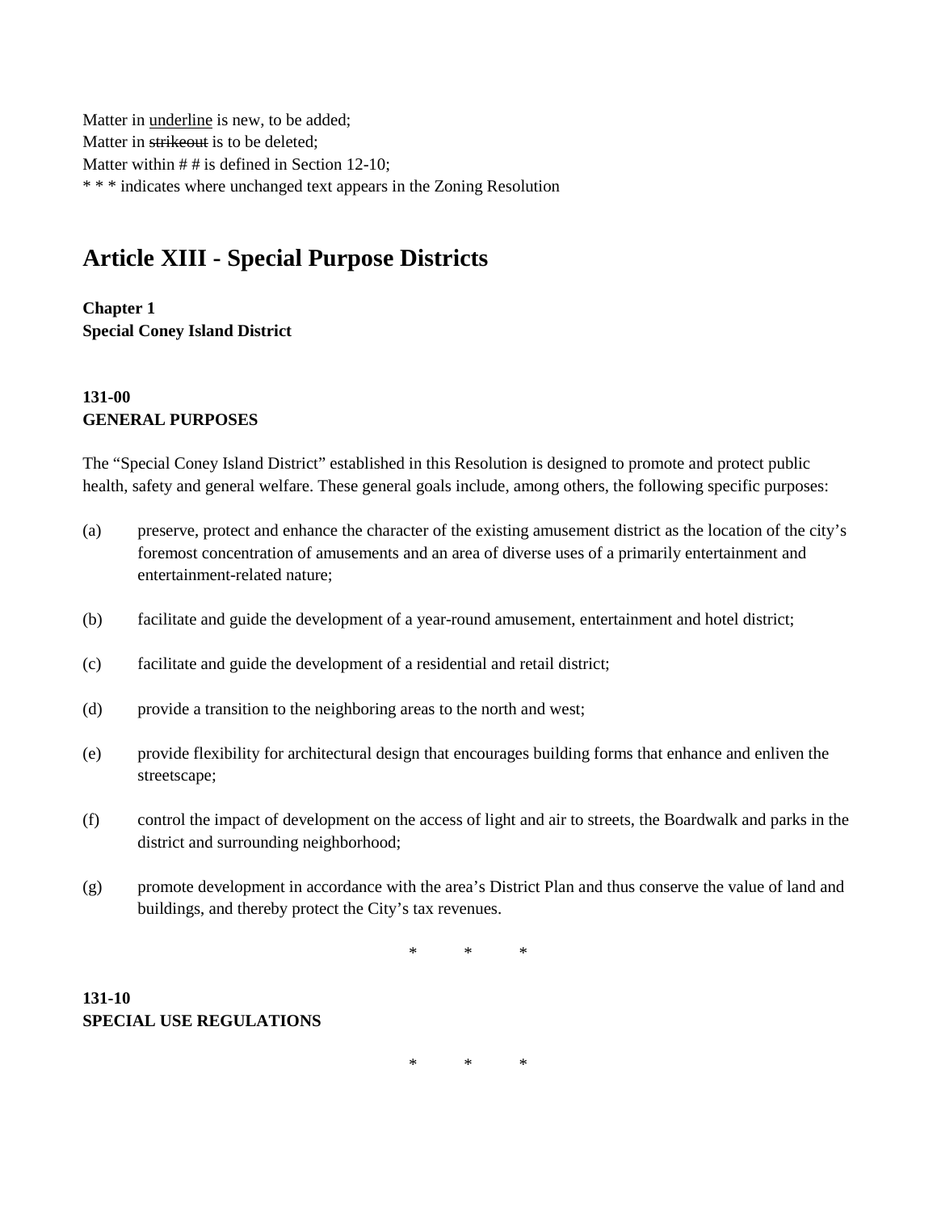Matter in <u>underline</u> is new, to be added;
Matter in ~~strikeout~~ is to be deleted;
Matter within # # is defined in Section 12-10;
* * * indicates where unchanged text appears in the Zoning Resolution

# Article XIII - Special Purpose Districts

**Chapter 1**
**Special Coney Island District**

**131-00**
**GENERAL PURPOSES**

The "Special Coney Island District" established in this Resolution is designed to promote and protect public health, safety and general welfare. These general goals include, among others, the following specific purposes:

(a) preserve, protect and enhance the character of the existing amusement district as the location of the city's foremost concentration of amusements and an area of diverse uses of a primarily entertainment and entertainment-related nature;

(b) facilitate and guide the development of a year-round amusement, entertainment and hotel district;

(c) facilitate and guide the development of a residential and retail district;

(d) provide a transition to the neighboring areas to the north and west;

(e) provide flexibility for architectural design that encourages building forms that enhance and enliven the streetscape;

(f) control the impact of development on the access of light and air to streets, the Boardwalk and parks in the district and surrounding neighborhood;

(g) promote development in accordance with the area's District Plan and thus conserve the value of land and buildings, and thereby protect the City's tax revenues.

\* \* \*

**131-10**
**SPECIAL USE REGULATIONS**

\* \* \*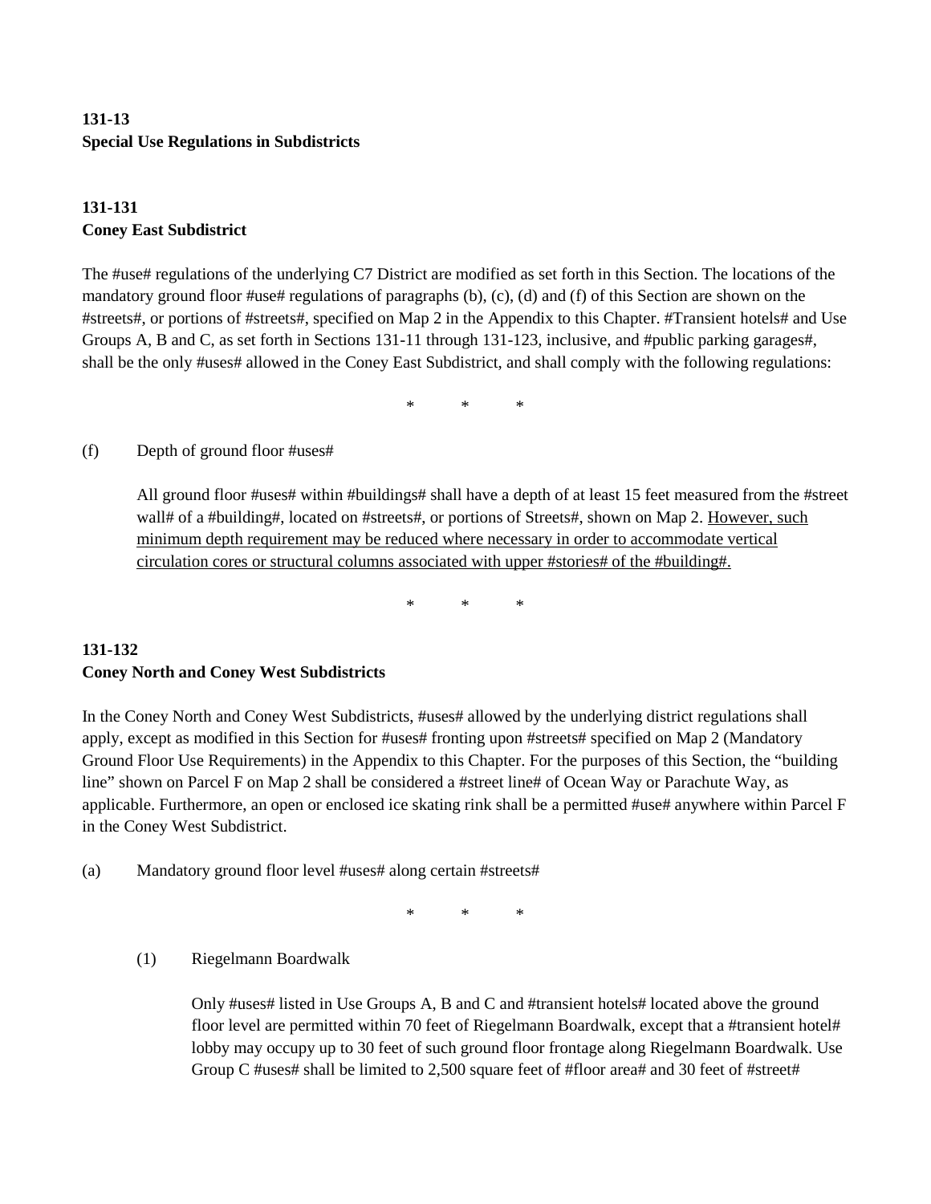**131-13**
**Special Use Regulations in Subdistricts**

**131-131**
**Coney East Subdistrict**

The #use# regulations of the underlying C7 District are modified as set forth in this Section. The locations of the mandatory ground floor #use# regulations of paragraphs (b), (c), (d) and (f) of this Section are shown on the #streets#, or portions of #streets#, specified on Map 2 in the Appendix to this Chapter. #Transient hotels# and Use Groups A, B and C, as set forth in Sections 131-11 through 131-123, inclusive, and #public parking garages#, shall be the only #uses# allowed in the Coney East Subdistrict, and shall comply with the following regulations:

\* \* \*

(f) Depth of ground floor #uses#

All ground floor #uses# within #buildings# shall have a depth of at least 15 feet measured from the #street wall# of a #building#, located on #streets#, or portions of Streets#, shown on Map 2. <u>However, such minimum depth requirement may be reduced where necessary in order to accommodate vertical circulation cores or structural columns associated with upper #stories# of the #building#.</u>

\* \* \*

**131-132**
**Coney North and Coney West Subdistricts**

In the Coney North and Coney West Subdistricts, #uses# allowed by the underlying district regulations shall apply, except as modified in this Section for #uses# fronting upon #streets# specified on Map 2 (Mandatory Ground Floor Use Requirements) in the Appendix to this Chapter. For the purposes of this Section, the "building line" shown on Parcel F on Map 2 shall be considered a #street line# of Ocean Way or Parachute Way, as applicable. Furthermore, an open or enclosed ice skating rink shall be a permitted #use# anywhere within Parcel F in the Coney West Subdistrict.

(a) Mandatory ground floor level #uses# along certain #streets#

\* \* \*

(1) Riegelmann Boardwalk

Only #uses# listed in Use Groups A, B and C and #transient hotels# located above the ground floor level are permitted within 70 feet of Riegelmann Boardwalk, except that a #transient hotel# lobby may occupy up to 30 feet of such ground floor frontage along Riegelmann Boardwalk. Use Group C #uses# shall be limited to 2,500 square feet of #floor area# and 30 feet of #street#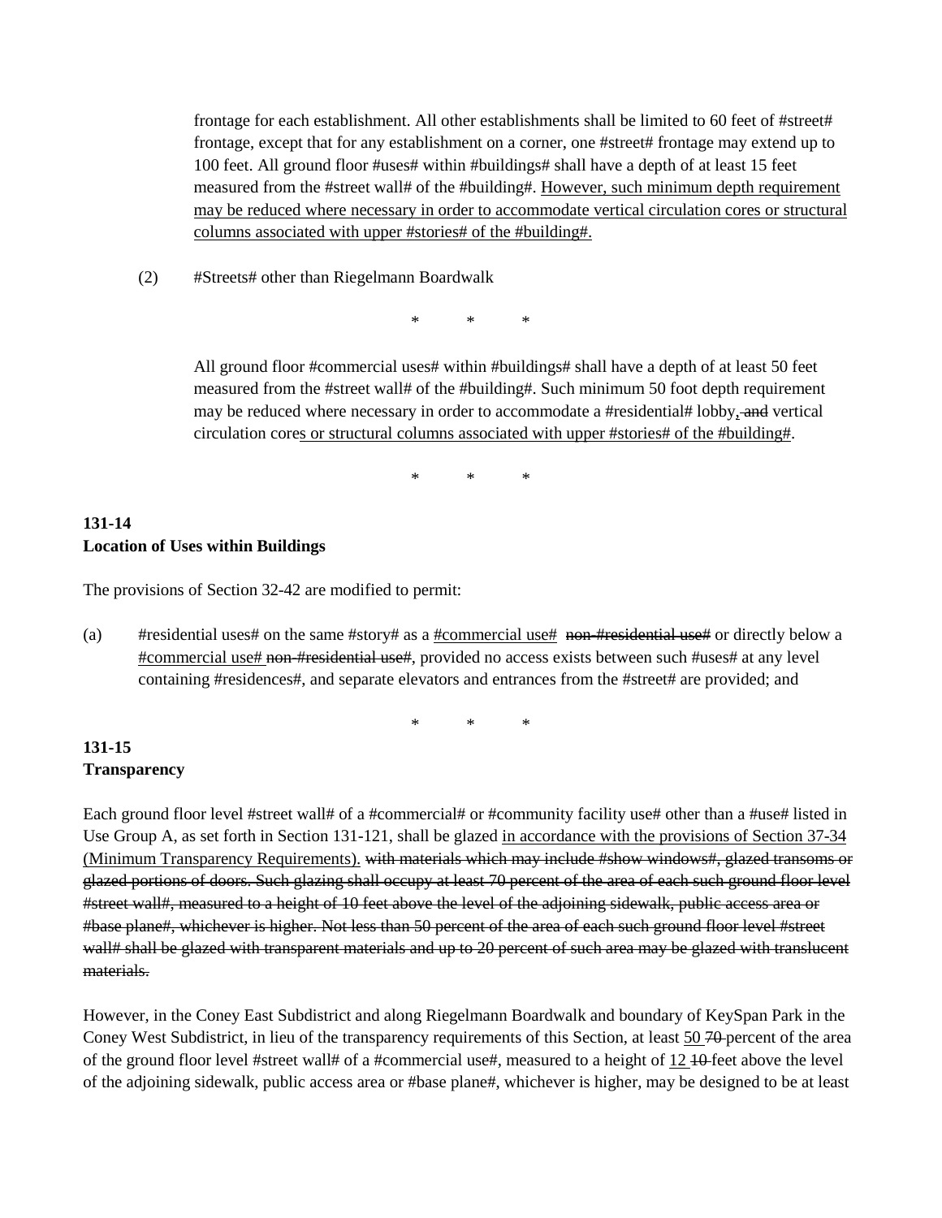frontage for each establishment. All other establishments shall be limited to 60 feet of #street# frontage, except that for any establishment on a corner, one #street# frontage may extend up to 100 feet. All ground floor #uses# within #buildings# shall have a depth of at least 15 feet measured from the #street wall# of the #building#. <u>However, such minimum depth requirement may be reduced where necessary in order to accommodate vertical circulation cores or structural columns associated with upper #stories# of the #building#.</u>

(2) #Streets# other than Riegelmann Boardwalk

\* \* \*

All ground floor #commercial uses# within #buildings# shall have a depth of at least 50 feet measured from the #street wall# of the #building#. Such minimum 50 foot depth requirement may be reduced where necessary in order to accommodate a #residential# lobby<u>,</u> ~~and~~ vertical circulation core<u>s or structural columns associated with upper #stories# of the #building#</u>.

\* \* \*

**131-14**
**Location of Uses within Buildings**

The provisions of Section 32-42 are modified to permit:

(a) #residential uses# on the same #story# as a <u>#commercial use#</u> ~~non-#residential use#~~ or directly below a <u>#commercial use#</u> ~~non-#residential use#~~, provided no access exists between such #uses# at any level containing #residences#, and separate elevators and entrances from the #street# are provided; and

\* \* \*

**131-15**
**Transparency**

Each ground floor level #street wall# of a #commercial# or #community facility use# other than a #use# listed in Use Group A, as set forth in Section 131-121, shall be glazed <u>in accordance with the provisions of Section 37-34 (Minimum Transparency Requirements).</u> ~~with materials which may include #show windows#, glazed transoms or glazed portions of doors. Such glazing shall occupy at least 70 percent of the area of each such ground floor level #street wall#, measured to a height of 10 feet above the level of the adjoining sidewalk, public access area or #base plane#, whichever is higher. Not less than 50 percent of the area of each such ground floor level #street wall# shall be glazed with transparent materials and up to 20 percent of such area may be glazed with translucent materials.~~

However, in the Coney East Subdistrict and along Riegelmann Boardwalk and boundary of KeySpan Park in the Coney West Subdistrict, in lieu of the transparency requirements of this Section, at least <u>50</u> ~~70~~ percent of the area of the ground floor level #street wall# of a #commercial use#, measured to a height of <u>12</u> ~~10~~ feet above the level of the adjoining sidewalk, public access area or #base plane#, whichever is higher, may be designed to be at least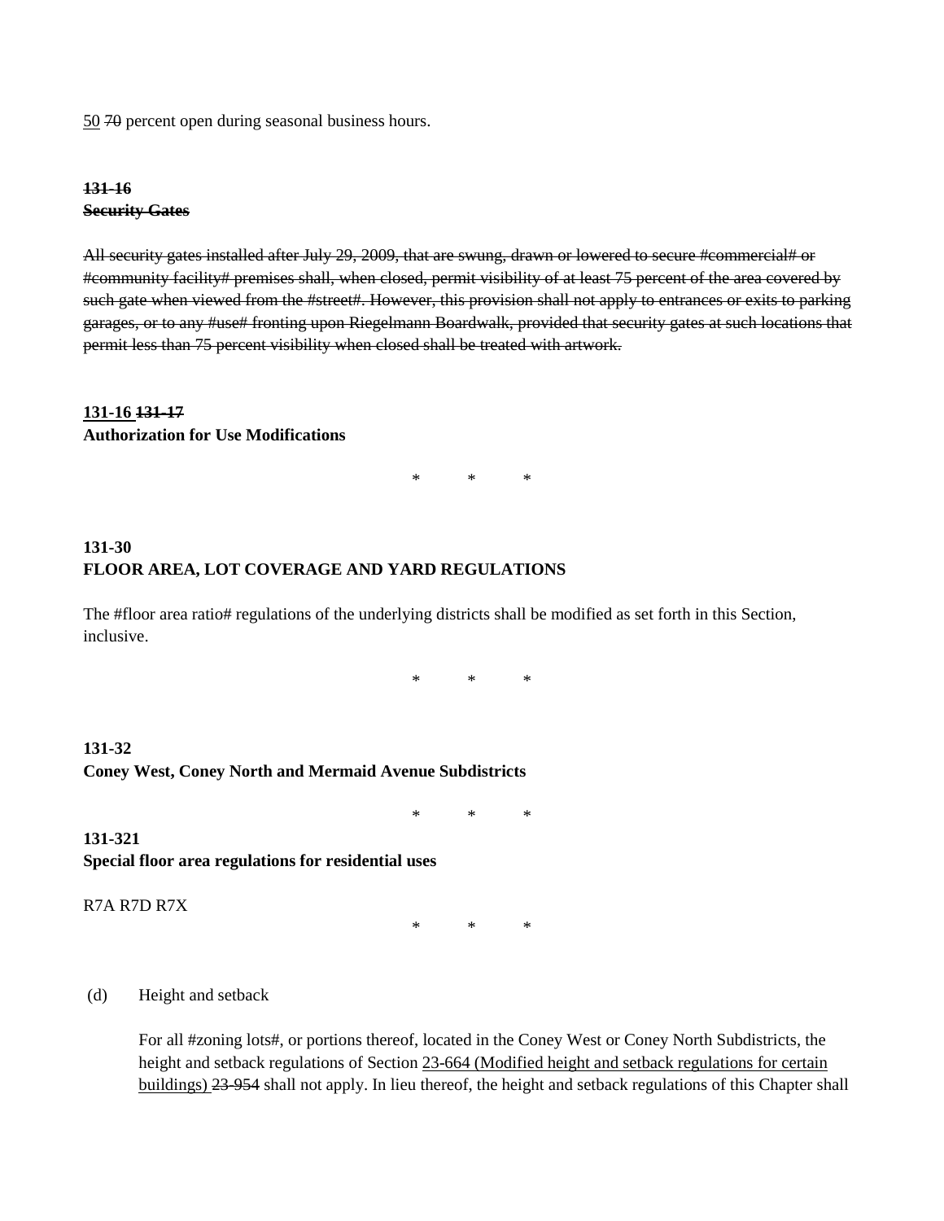<u>50</u> ~~70~~ percent open during seasonal business hours.

**~~131-16~~**
**~~Security Gates~~**

~~All security gates installed after July 29, 2009, that are swung, drawn or lowered to secure #commercial# or #community facility# premises shall, when closed, permit visibility of at least 75 percent of the area covered by such gate when viewed from the #street#. However, this provision shall not apply to entrances or exits to parking garages, or to any #use# fronting upon Riegelmann Boardwalk, provided that security gates at such locations that permit less than 75 percent visibility when closed shall be treated with artwork.~~

**<u>131-16</u> ~~131-17~~**
**Authorization for Use Modifications**

\*     \*     \*

**131-30**
**FLOOR AREA, LOT COVERAGE AND YARD REGULATIONS**

The #floor area ratio# regulations of the underlying districts shall be modified as set forth in this Section, inclusive.

\*     \*     \*

**131-32**
**Coney West, Coney North and Mermaid Avenue Subdistricts**

\*     \*     \*

**131-321**
**Special floor area regulations for residential uses**

R7A R7D R7X

\*     \*     \*

(d) Height and setback

For all #zoning lots#, or portions thereof, located in the Coney West or Coney North Subdistricts, the height and setback regulations of Section <u>23-664 (Modified height and setback regulations for certain buildings)</u> ~~23-954~~ shall not apply. In lieu thereof, the height and setback regulations of this Chapter shall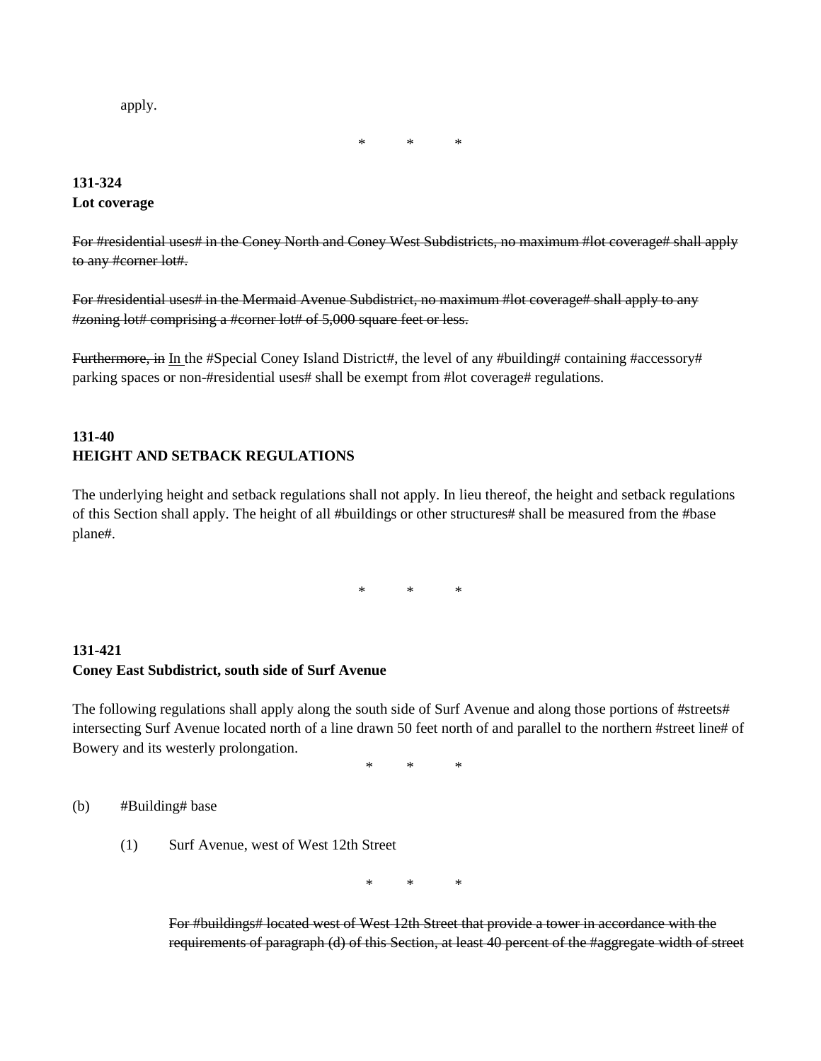apply.

\*     \*     \*

**131-324**
**Lot coverage**

~~For #residential uses# in the Coney North and Coney West Subdistricts, no maximum #lot coverage# shall apply to any #corner lot#.~~

~~For #residential uses# in the Mermaid Avenue Subdistrict, no maximum #lot coverage# shall apply to any #zoning lot# comprising a #corner lot# of 5,000 square feet or less.~~

~~Furthermore, in~~ <u>In</u> the #Special Coney Island District#, the level of any #building# containing #accessory# parking spaces or non-#residential uses# shall be exempt from #lot coverage# regulations.

**131-40**
**HEIGHT AND SETBACK REGULATIONS**

The underlying height and setback regulations shall not apply. In lieu thereof, the height and setback regulations of this Section shall apply. The height of all #buildings or other structures# shall be measured from the #base plane#.

\*     \*     \*

**131-421**
**Coney East Subdistrict, south side of Surf Avenue**

The following regulations shall apply along the south side of Surf Avenue and along those portions of #streets# intersecting Surf Avenue located north of a line drawn 50 feet north of and parallel to the northern #street line# of Bowery and its westerly prolongation.

\*     \*     \*

(b) #Building# base

(1) Surf Avenue, west of West 12th Street

\*     \*     \*

~~For #buildings# located west of West 12th Street that provide a tower in accordance with the requirements of paragraph (d) of this Section, at least 40 percent of the #aggregate width of street~~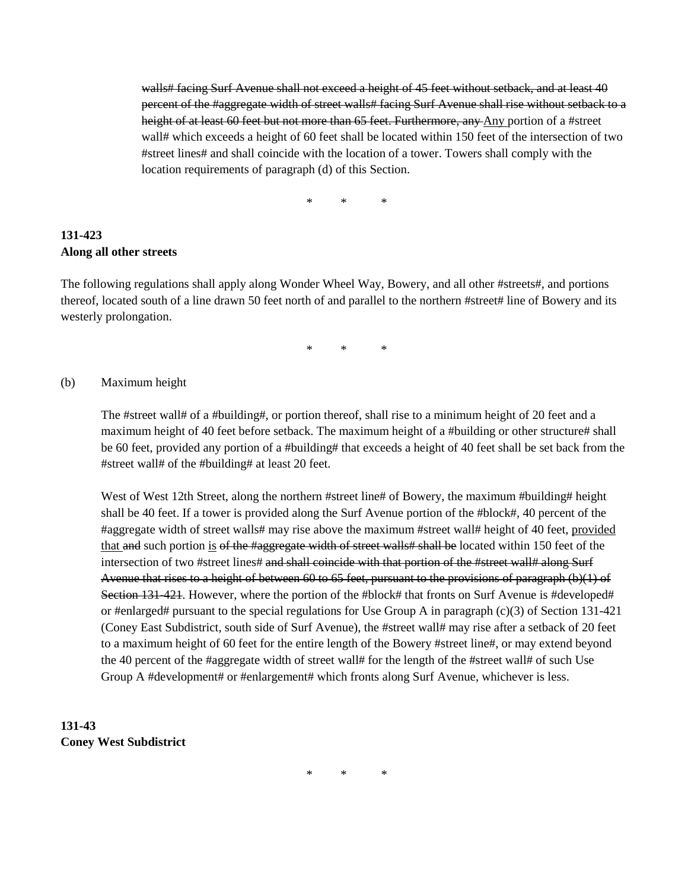walls# facing Surf Avenue shall not exceed a height of 45 feet without setback, and at least 40 percent of the #aggregate width of street walls# facing Surf Avenue shall rise without setback to a height of at least 60 feet but not more than 65 feet. Furthermore, any Any portion of a #street wall# which exceeds a height of 60 feet shall be located within 150 feet of the intersection of two #street lines# and shall coincide with the location of a tower. Towers shall comply with the location requirements of paragraph (d) of this Section.

\* \* \*

**131-423**
**Along all other streets**

The following regulations shall apply along Wonder Wheel Way, Bowery, and all other #streets#, and portions thereof, located south of a line drawn 50 feet north of and parallel to the northern #street# line of Bowery and its westerly prolongation.

\* \* \*

(b) Maximum height

The #street wall# of a #building#, or portion thereof, shall rise to a minimum height of 20 feet and a maximum height of 40 feet before setback. The maximum height of a #building or other structure# shall be 60 feet, provided any portion of a #building# that exceeds a height of 40 feet shall be set back from the #street wall# of the #building# at least 20 feet.

West of West 12th Street, along the northern #street line# of Bowery, the maximum #building# height shall be 40 feet. If a tower is provided along the Surf Avenue portion of the #block#, 40 percent of the #aggregate width of street walls# may rise above the maximum #street wall# height of 40 feet, provided that and such portion is of the #aggregate width of street walls# shall be located within 150 feet of the intersection of two #street lines# and shall coincide with that portion of the #street wall# along Surf Avenue that rises to a height of between 60 to 65 feet, pursuant to the provisions of paragraph (b)(1) of Section 131-421. However, where the portion of the #block# that fronts on Surf Avenue is #developed# or #enlarged# pursuant to the special regulations for Use Group A in paragraph (c)(3) of Section 131-421 (Coney East Subdistrict, south side of Surf Avenue), the #street wall# may rise after a setback of 20 feet to a maximum height of 60 feet for the entire length of the Bowery #street line#, or may extend beyond the 40 percent of the #aggregate width of street wall# for the length of the #street wall# of such Use Group A #development# or #enlargement# which fronts along Surf Avenue, whichever is less.

**131-43**
**Coney West Subdistrict**

\* \* \*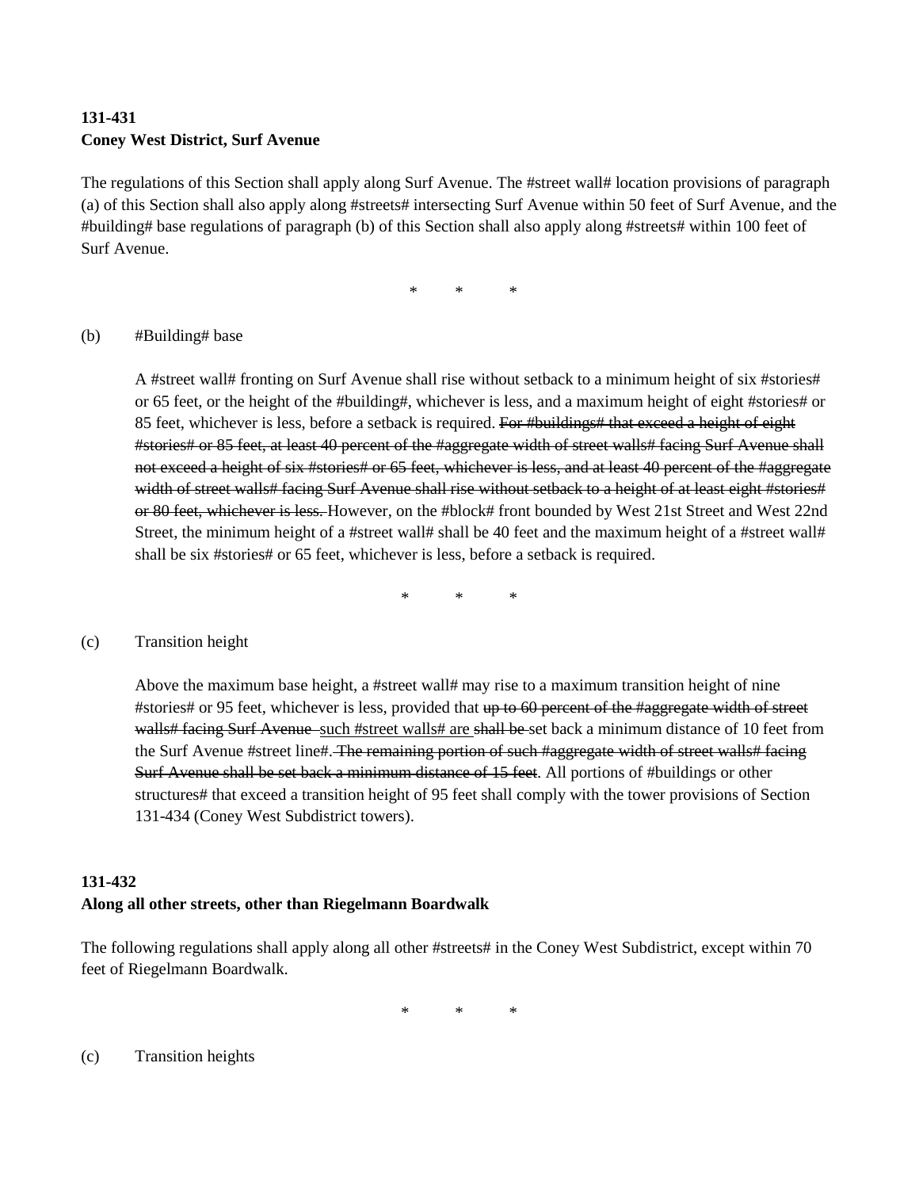**131-431**
**Coney West District, Surf Avenue**

The regulations of this Section shall apply along Surf Avenue. The #street wall# location provisions of paragraph (a) of this Section shall also apply along #streets# intersecting Surf Avenue within 50 feet of Surf Avenue, and the #building# base regulations of paragraph (b) of this Section shall also apply along #streets# within 100 feet of Surf Avenue.

\* \* \*

(b) #Building# base

A #street wall# fronting on Surf Avenue shall rise without setback to a minimum height of six #stories# or 65 feet, or the height of the #building#, whichever is less, and a maximum height of eight #stories# or 85 feet, whichever is less, before a setback is required. ~~For #buildings# that exceed a height of eight #stories# or 85 feet, at least 40 percent of the #aggregate width of street walls# facing Surf Avenue shall not exceed a height of six #stories# or 65 feet, whichever is less, and at least 40 percent of the #aggregate width of street walls# facing Surf Avenue shall rise without setback to a height of at least eight #stories# or 80 feet, whichever is less.~~ However, on the #block# front bounded by West 21st Street and West 22nd Street, the minimum height of a #street wall# shall be 40 feet and the maximum height of a #street wall# shall be six #stories# or 65 feet, whichever is less, before a setback is required.

\* \* \*

(c) Transition height

Above the maximum base height, a #street wall# may rise to a maximum transition height of nine #stories# or 95 feet, whichever is less, provided that ~~up to 60 percent of the #aggregate width of street walls# facing Surf Avenue~~ <u>such #street walls# are</u> ~~shall be~~ set back a minimum distance of 10 feet from the Surf Avenue #street line#. ~~The remaining portion of such #aggregate width of street walls# facing Surf Avenue shall be set back a minimum distance of 15 feet~~. All portions of #buildings or other structures# that exceed a transition height of 95 feet shall comply with the tower provisions of Section 131-434 (Coney West Subdistrict towers).

**131-432**
**Along all other streets, other than Riegelmann Boardwalk**

The following regulations shall apply along all other #streets# in the Coney West Subdistrict, except within 70 feet of Riegelmann Boardwalk.

\* \* \*

(c) Transition heights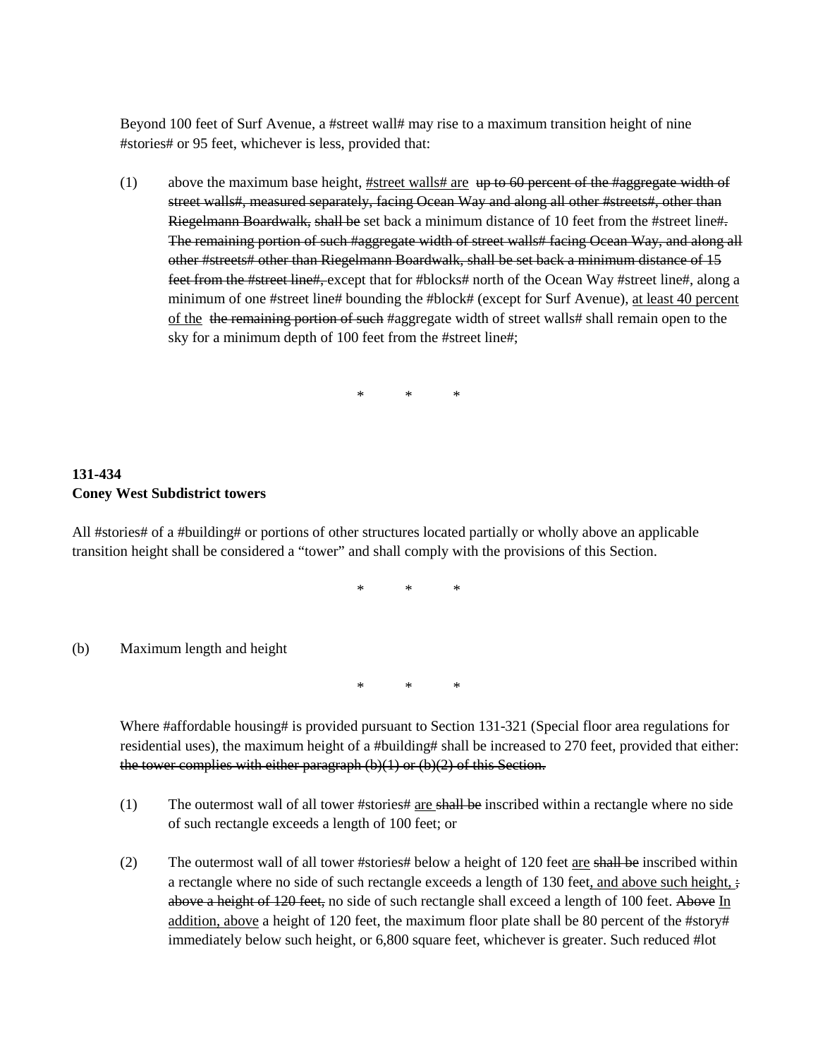Beyond 100 feet of Surf Avenue, a #street wall# may rise to a maximum transition height of nine #stories# or 95 feet, whichever is less, provided that:

(1) above the maximum base height, <u>#street walls# are</u> ~~up to 60 percent of the #aggregate width of street walls#, measured separately, facing Ocean Way and along all other #streets#, other than Riegelmann Boardwalk, shall be~~ set back a minimum distance of 10 feet from the #street line#~~. The remaining portion of such #aggregate width of street walls# facing Ocean Way, and along all other #streets# other than Riegelmann Boardwalk, shall be set back a minimum distance of 15 feet from the #street line#,~~ except that for #blocks# north of the Ocean Way #street line#, along a minimum of one #street line# bounding the #block# (except for Surf Avenue), <u>at least 40 percent of the</u> ~~the remaining portion of such~~ #aggregate width of street walls# shall remain open to the sky for a minimum depth of 100 feet from the #street line#;

\* \* \*

**131-434**
**Coney West Subdistrict towers**

All #stories# of a #building# or portions of other structures located partially or wholly above an applicable transition height shall be considered a "tower" and shall comply with the provisions of this Section.

\* \* \*

(b) Maximum length and height

\* \* \*

Where #affordable housing# is provided pursuant to Section 131-321 (Special floor area regulations for residential uses), the maximum height of a #building# shall be increased to 270 feet, provided that either: ~~the tower complies with either paragraph (b)(1) or (b)(2) of this Section.~~

(1) The outermost wall of all tower #stories# <u>are</u> ~~shall be~~ inscribed within a rectangle where no side of such rectangle exceeds a length of 100 feet; or

(2) The outermost wall of all tower #stories# below a height of 120 feet <u>are</u> ~~shall be~~ inscribed within a rectangle where no side of such rectangle exceeds a length of 130 fee<u>t, and above such height,</u> ~~; above a height of 120 feet,~~ no side of such rectangle shall exceed a length of 100 feet. ~~Above~~ <u>In addition, above</u> a height of 120 feet, the maximum floor plate shall be 80 percent of the #story# immediately below such height, or 6,800 square feet, whichever is greater. Such reduced #lot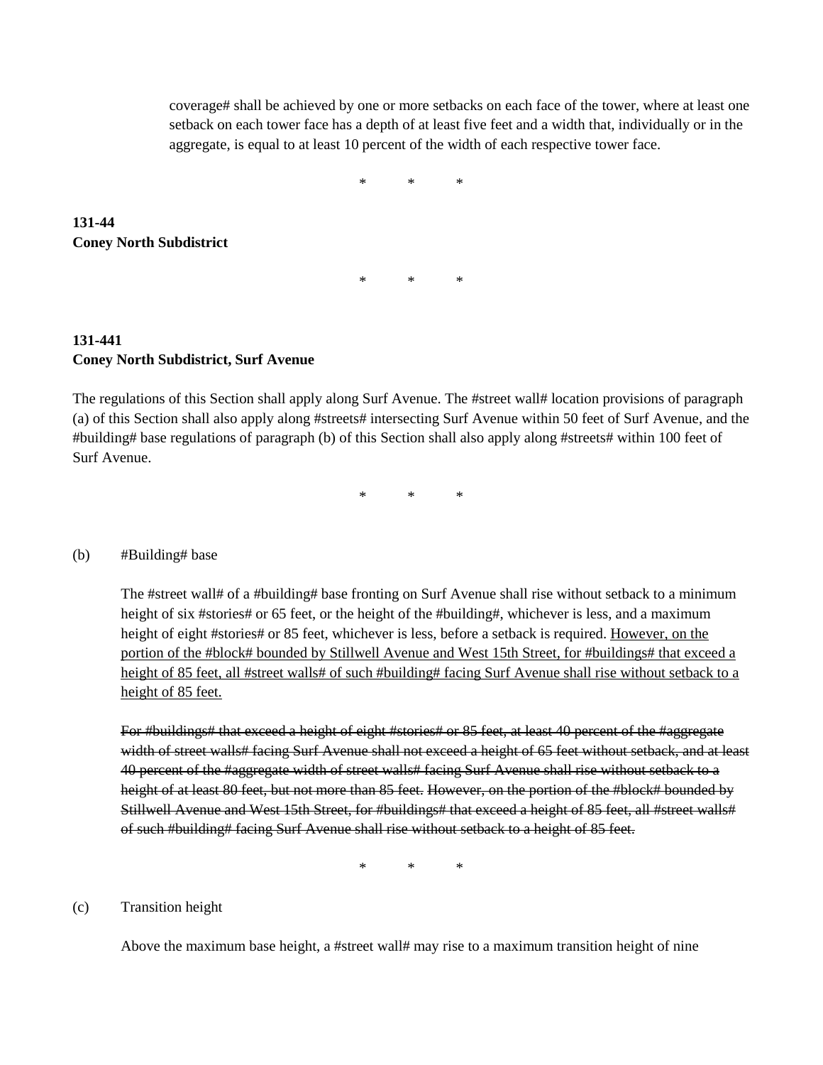coverage# shall be achieved by one or more setbacks on each face of the tower, where at least one setback on each tower face has a depth of at least five feet and a width that, individually or in the aggregate, is equal to at least 10 percent of the width of each respective tower face.

\* \* \*

**131-44**
**Coney North Subdistrict**

\* \* \*

**131-441**
**Coney North Subdistrict, Surf Avenue**

The regulations of this Section shall apply along Surf Avenue. The #street wall# location provisions of paragraph (a) of this Section shall also apply along #streets# intersecting Surf Avenue within 50 feet of Surf Avenue, and the #building# base regulations of paragraph (b) of this Section shall also apply along #streets# within 100 feet of Surf Avenue.

\* \* \*

(b) #Building# base

The #street wall# of a #building# base fronting on Surf Avenue shall rise without setback to a minimum height of six #stories# or 65 feet, or the height of the #building#, whichever is less, and a maximum height of eight #stories# or 85 feet, whichever is less, before a setback is required. <u>However, on the portion of the #block# bounded by Stillwell Avenue and West 15th Street, for #buildings# that exceed a height of 85 feet, all #street walls# of such #building# facing Surf Avenue shall rise without setback to a height of 85 feet.</u>

~~For #buildings# that exceed a height of eight #stories# or 85 feet, at least 40 percent of the #aggregate width of street walls# facing Surf Avenue shall not exceed a height of 65 feet without setback, and at least 40 percent of the #aggregate width of street walls# facing Surf Avenue shall rise without setback to a height of at least 80 feet, but not more than 85 feet. However, on the portion of the #block# bounded by Stillwell Avenue and West 15th Street, for #buildings# that exceed a height of 85 feet, all #street walls# of such #building# facing Surf Avenue shall rise without setback to a height of 85 feet.~~

\* \* \*

(c) Transition height

Above the maximum base height, a #street wall# may rise to a maximum transition height of nine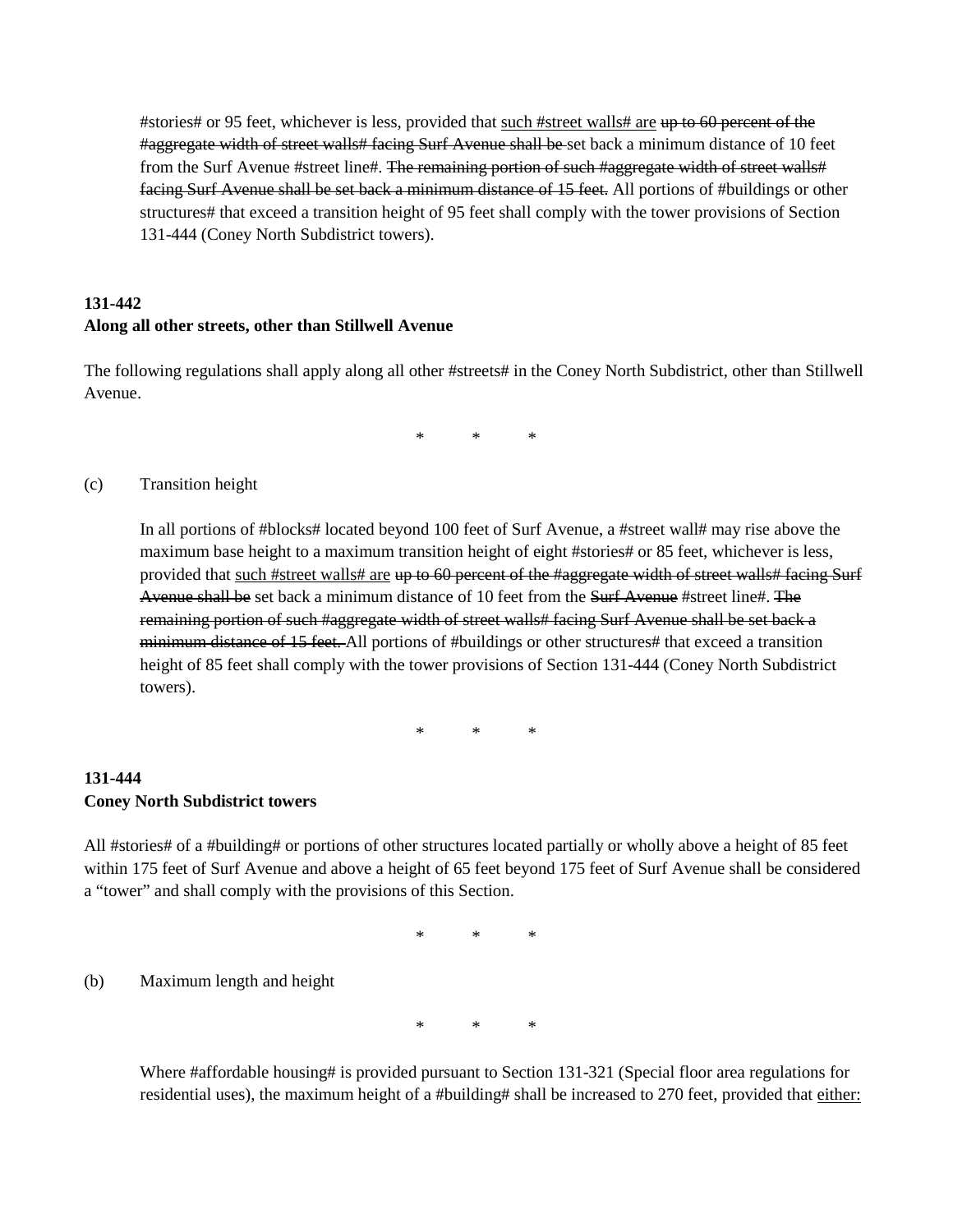#stories# or 95 feet, whichever is less, provided that <u>such #street walls# are</u> ~~up to 60 percent of the #aggregate width of street walls# facing Surf Avenue shall be~~ set back a minimum distance of 10 feet from the Surf Avenue #street line#. ~~The remaining portion of such #aggregate width of street walls# facing Surf Avenue shall be set back a minimum distance of 15 feet.~~ All portions of #buildings or other structures# that exceed a transition height of 95 feet shall comply with the tower provisions of Section 131-444 (Coney North Subdistrict towers).

**131-442**
**Along all other streets, other than Stillwell Avenue**

The following regulations shall apply along all other #streets# in the Coney North Subdistrict, other than Stillwell Avenue.

\*     \*     \*

(c) Transition height

In all portions of #blocks# located beyond 100 feet of Surf Avenue, a #street wall# may rise above the maximum base height to a maximum transition height of eight #stories# or 85 feet, whichever is less, provided that <u>such #street walls# are</u> ~~up to 60 percent of the #aggregate width of street walls# facing Surf Avenue shall be~~ set back a minimum distance of 10 feet from the ~~Surf Avenue~~ #street line#. ~~The remaining portion of such #aggregate width of street walls# facing Surf Avenue shall be set back a minimum distance of 15 feet.~~ All portions of #buildings or other structures# that exceed a transition height of 85 feet shall comply with the tower provisions of Section 131-444 (Coney North Subdistrict towers).

\*     \*     \*

**131-444**
**Coney North Subdistrict towers**

All #stories# of a #building# or portions of other structures located partially or wholly above a height of 85 feet within 175 feet of Surf Avenue and above a height of 65 feet beyond 175 feet of Surf Avenue shall be considered a "tower" and shall comply with the provisions of this Section.

\*     \*     \*

(b) Maximum length and height

\*     \*     \*

Where #affordable housing# is provided pursuant to Section 131-321 (Special floor area regulations for residential uses), the maximum height of a #building# shall be increased to 270 feet, provided that <u>either:</u>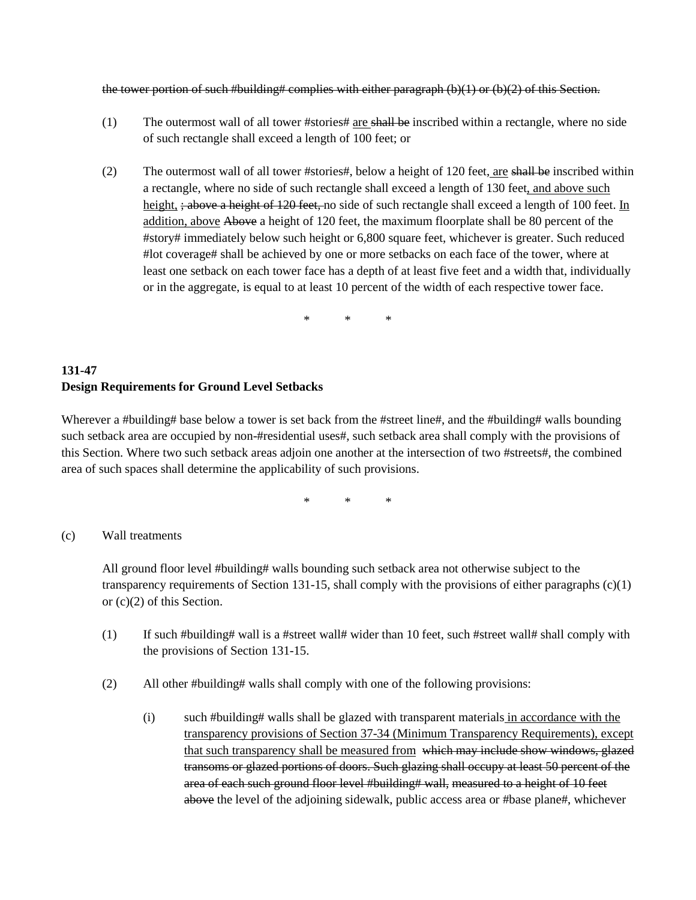~~the tower portion of such #building# complies with either paragraph (b)(1) or (b)(2) of this Section.~~

(1) The outermost wall of all tower #stories# <u>are</u> ~~shall be~~ inscribed within a rectangle, where no side of such rectangle shall exceed a length of 100 feet; or

(2) The outermost wall of all tower #stories#, below a height of 120 feet<u>, are</u> ~~shall be~~ inscribed within a rectangle, where no side of such rectangle shall exceed a length of 130 feet<u>, and above such height,</u> ~~; above a height of 120 feet,~~ no side of such rectangle shall exceed a length of 100 feet. <u>In addition, above</u> ~~Above~~ a height of 120 feet, the maximum floorplate shall be 80 percent of the #story# immediately below such height or 6,800 square feet, whichever is greater. Such reduced #lot coverage# shall be achieved by one or more setbacks on each face of the tower, where at least one setback on each tower face has a depth of at least five feet and a width that, individually or in the aggregate, is equal to at least 10 percent of the width of each respective tower face.

\* \* \*

**131-47**
**Design Requirements for Ground Level Setbacks**

Wherever a #building# base below a tower is set back from the #street line#, and the #building# walls bounding such setback area are occupied by non-#residential uses#, such setback area shall comply with the provisions of this Section. Where two such setback areas adjoin one another at the intersection of two #streets#, the combined area of such spaces shall determine the applicability of such provisions.

\* \* \*

(c) Wall treatments

All ground floor level #building# walls bounding such setback area not otherwise subject to the transparency requirements of Section 131-15, shall comply with the provisions of either paragraphs (c)(1) or (c)(2) of this Section.

(1) If such #building# wall is a #street wall# wider than 10 feet, such #street wall# shall comply with the provisions of Section 131-15.

(2) All other #building# walls shall comply with one of the following provisions:

(i) such #building# walls shall be glazed with transparent materials<u> in accordance with the transparency provisions of Section 37-34 (Minimum Transparency Requirements), except that such transparency shall be measured from</u> ~~which may include show windows, glazed transoms or glazed portions of doors. Such glazing shall occupy at least 50 percent of the area of each such ground floor level #building# wall, measured to a height of 10 feet above~~ the level of the adjoining sidewalk, public access area or #base plane#, whichever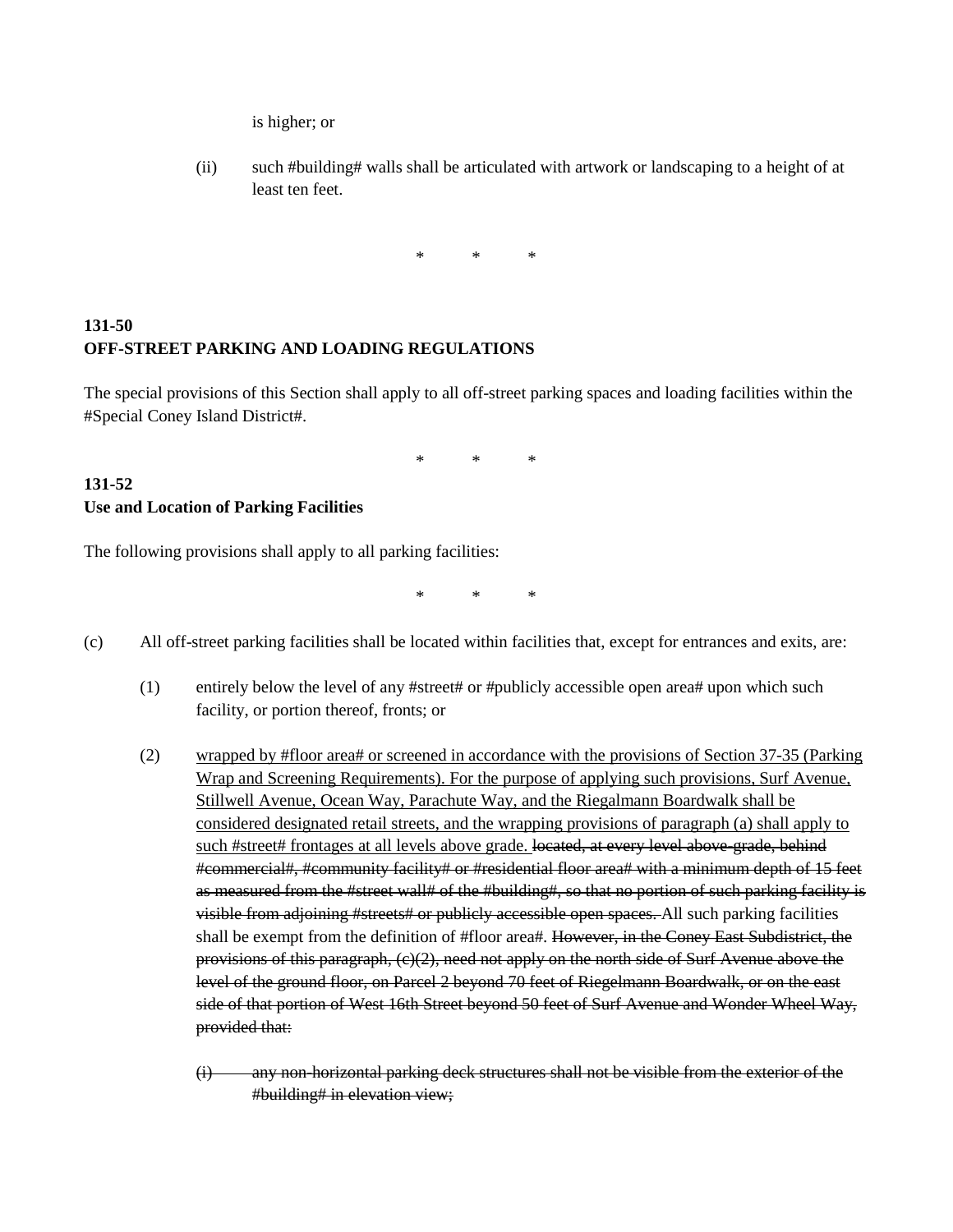is higher; or

(ii) such #building# walls shall be articulated with artwork or landscaping to a height of at least ten feet.

\* \* \*

**131-50**
**OFF-STREET PARKING AND LOADING REGULATIONS**

The special provisions of this Section shall apply to all off-street parking spaces and loading facilities within the #Special Coney Island District#.

\* \* \*

**131-52**
**Use and Location of Parking Facilities**

The following provisions shall apply to all parking facilities:

\* \* \*

(c) All off-street parking facilities shall be located within facilities that, except for entrances and exits, are:

(1) entirely below the level of any #street# or #publicly accessible open area# upon which such facility, or portion thereof, fronts; or

(2) <u>wrapped by #floor area# or screened in accordance with the provisions of Section 37-35 (Parking Wrap and Screening Requirements). For the purpose of applying such provisions, Surf Avenue, Stillwell Avenue, Ocean Way, Parachute Way, and the Riegalmann Boardwalk shall be considered designated retail streets, and the wrapping provisions of paragraph (a) shall apply to such #street# frontages at all levels above grade.</u> ~~located, at every level above-grade, behind #commercial#, #community facility# or #residential floor area# with a minimum depth of 15 feet as measured from the #street wall# of the #building#, so that no portion of such parking facility is visible from adjoining #streets# or publicly accessible open spaces.~~ All such parking facilities shall be exempt from the definition of #floor area#. ~~However, in the Coney East Subdistrict, the provisions of this paragraph, (c)(2), need not apply on the north side of Surf Avenue above the level of the ground floor, on Parcel 2 beyond 70 feet of Riegelmann Boardwalk, or on the east side of that portion of West 16th Street beyond 50 feet of Surf Avenue and Wonder Wheel Way, provided that:~~

~~(i) any non-horizontal parking deck structures shall not be visible from the exterior of the #building# in elevation view;~~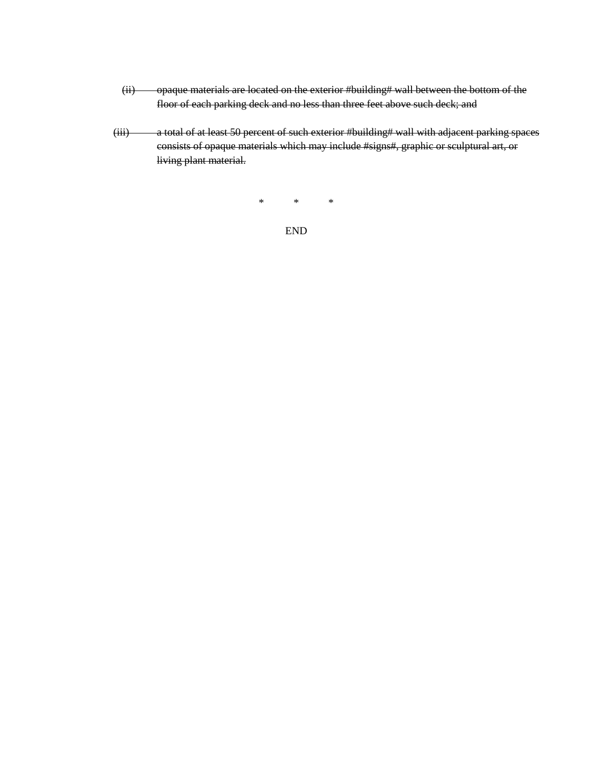~~(ii) opaque materials are located on the exterior #building# wall between the bottom of the floor of each parking deck and no less than three feet above such deck; and~~

~~(iii) a total of at least 50 percent of such exterior #building# wall with adjacent parking spaces consists of opaque materials which may include #signs#, graphic or sculptural art, or living plant material.~~

\*   \*   \*

END